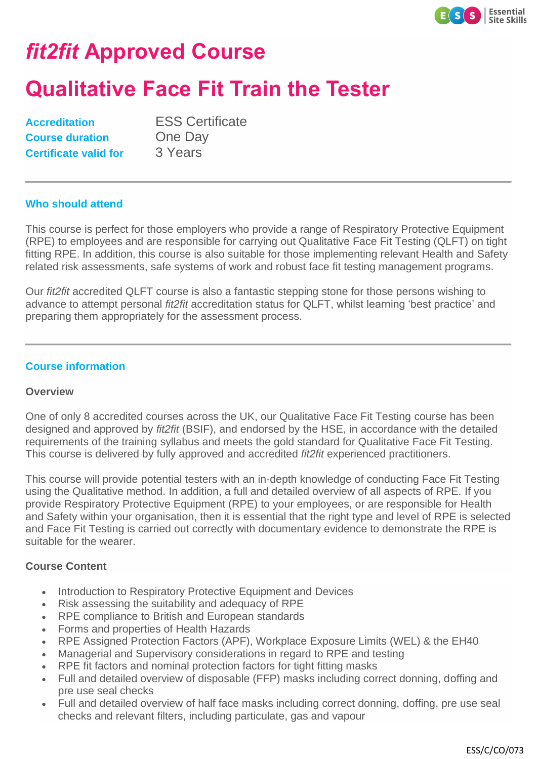# *fit2fit* Approved Course

# Qualitative Face Fit Train the Tester

| | |
|---|---|
| **Accreditation** | ESS Certificate |
| **Course duration** | One Day |
| **Certificate valid for** | 3 Years |

---

## Who should attend

This course is perfect for those employers who provide a range of Respiratory Protective Equipment (RPE) to employees and are responsible for carrying out Qualitative Face Fit Testing (QLFT) on tight fitting RPE. In addition, this course is also suitable for those implementing relevant Health and Safety related risk assessments, safe systems of work and robust face fit testing management programs.

Our *fit2fit* accredited QLFT course is also a fantastic stepping stone for those persons wishing to advance to attempt personal *fit2fit* accreditation status for QLFT, whilst learning 'best practice' and preparing them appropriately for the assessment process.

---

## Course information

### Overview

One of only 8 accredited courses across the UK, our Qualitative Face Fit Testing course has been designed and approved by *fit2fit* (BSIF), and endorsed by the HSE, in accordance with the detailed requirements of the training syllabus and meets the gold standard for Qualitative Face Fit Testing. This course is delivered by fully approved and accredited *fit2fit* experienced practitioners.

This course will provide potential testers with an in-depth knowledge of conducting Face Fit Testing using the Qualitative method. In addition, a full and detailed overview of all aspects of RPE. If you provide Respiratory Protective Equipment (RPE) to your employees, or are responsible for Health and Safety within your organisation, then it is essential that the right type and level of RPE is selected and Face Fit Testing is carried out correctly with documentary evidence to demonstrate the RPE is suitable for the wearer.

### Course Content

- Introduction to Respiratory Protective Equipment and Devices
- Risk assessing the suitability and adequacy of RPE
- RPE compliance to British and European standards
- Forms and properties of Health Hazards
- RPE Assigned Protection Factors (APF), Workplace Exposure Limits (WEL) & the EH40
- Managerial and Supervisory considerations in regard to RPE and testing
- RPE fit factors and nominal protection factors for tight fitting masks
- Full and detailed overview of disposable (FFP) masks including correct donning, doffing and pre use seal checks
- Full and detailed overview of half face masks including correct donning, doffing, pre use seal checks and relevant filters, including particulate, gas and vapour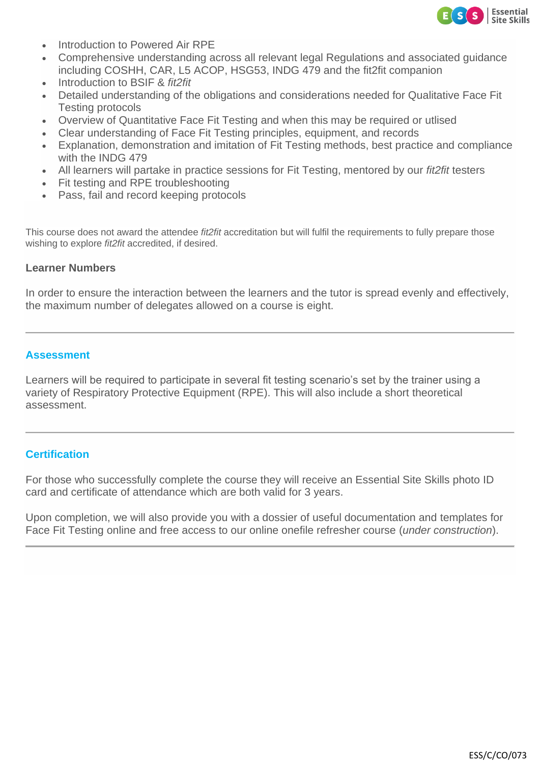- Introduction to Powered Air RPE
- Comprehensive understanding across all relevant legal Regulations and associated guidance including COSHH, CAR, L5 ACOP, HSG53, INDG 479 and the fit2fit companion
- Introduction to BSIF & *fit2fit*
- Detailed understanding of the obligations and considerations needed for Qualitative Face Fit Testing protocols
- Overview of Quantitative Face Fit Testing and when this may be required or utlised
- Clear understanding of Face Fit Testing principles, equipment, and records
- Explanation, demonstration and imitation of Fit Testing methods, best practice and compliance with the INDG 479
- All learners will partake in practice sessions for Fit Testing, mentored by our *fit2fit* testers
- Fit testing and RPE troubleshooting
- Pass, fail and record keeping protocols

This course does not award the attendee *fit2fit* accreditation but will fulfil the requirements to fully prepare those wishing to explore *fit2fit* accredited, if desired.

**Learner Numbers**

In order to ensure the interaction between the learners and the tutor is spread evenly and effectively, the maximum number of delegates allowed on a course is eight.

---

## Assessment

Learners will be required to participate in several fit testing scenario's set by the trainer using a variety of Respiratory Protective Equipment (RPE). This will also include a short theoretical assessment.

---

## Certification

For those who successfully complete the course they will receive an Essential Site Skills photo ID card and certificate of attendance which are both valid for 3 years.

Upon completion, we will also provide you with a dossier of useful documentation and templates for Face Fit Testing online and free access to our online onefile refresher course (*under construction*).

---